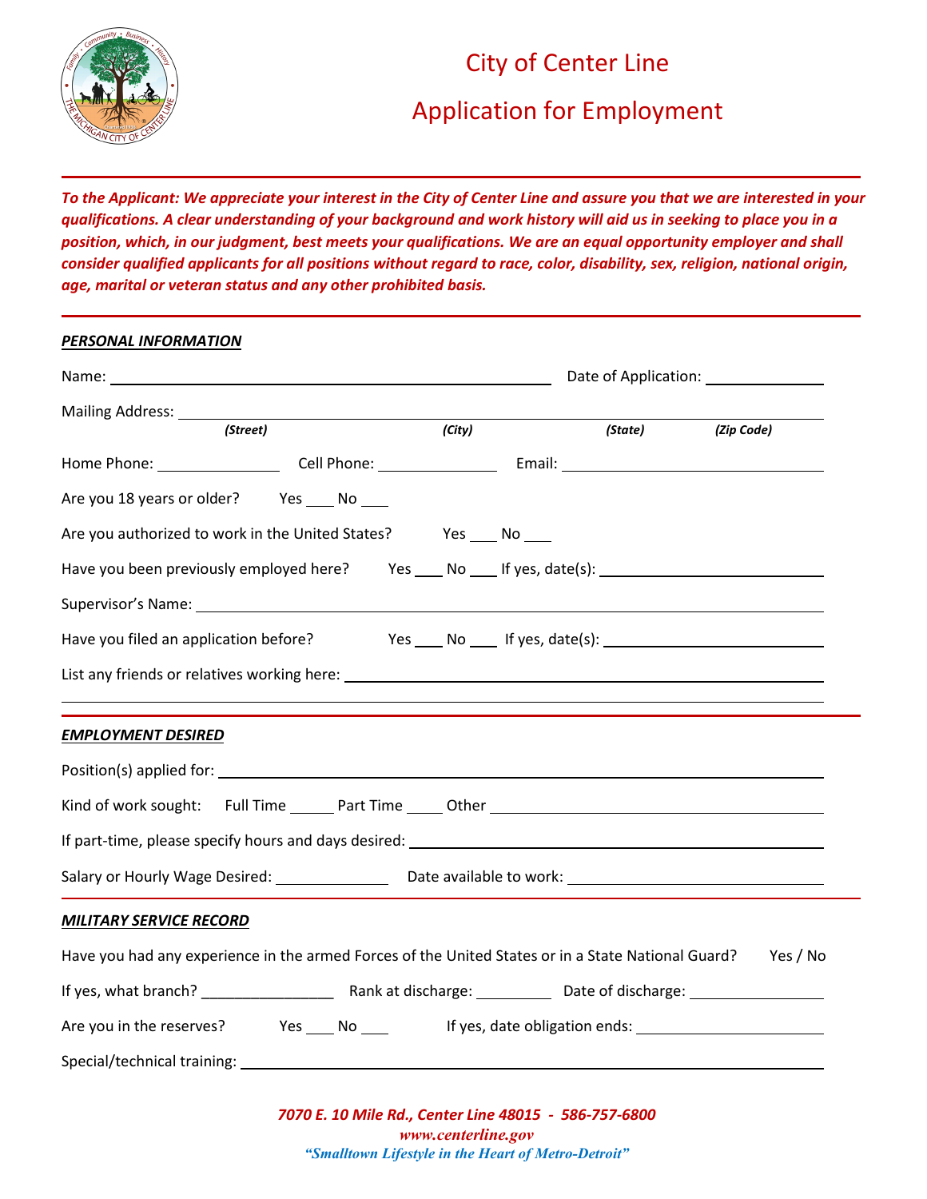# City of Center Line

# Application for Employment

***To the Applicant: We appreciate your interest in the City of Center Line and assure you that we are interested in your qualifications. A clear understanding of your background and work history will aid us in seeking to place you in a position, which, in our judgment, best meets your qualifications. We are an equal opportunity employer and shall consider qualified applicants for all positions without regard to race, color, disability, sex, religion, national origin, age, marital or veteran status and any other prohibited basis.***

## ***PERSONAL INFORMATION***

Name: ______________________________ Date of Application: ______________

Mailing Address: ____________________________________________________________
*(Street)* *(City)* *(State)* *(Zip Code)*

Home Phone: ______________ Cell Phone: ______________ Email: ______________________

Are you 18 years or older? Yes ___ No ___

Are you authorized to work in the United States? Yes ___ No ___

Have you been previously employed here? Yes ___ No ___ If yes, date(s): ______________

Supervisor's Name: ____________________________________________________________

Have you filed an application before? Yes ___ No ___ If yes, date(s): ______________

List any friends or relatives working here: ______________________________________

## ***EMPLOYMENT DESIRED***

Position(s) applied for: ______________________________________________________

Kind of work sought: Full Time _____ Part Time _____ Other ______________________

If part-time, please specify hours and days desired: ______________________________

Salary or Hourly Wage Desired: ______________ Date available to work: ______________

## ***MILITARY SERVICE RECORD***

Have you had any experience in the armed Forces of the United States or in a State National Guard? Yes / No

If yes, what branch? ________________ Rank at discharge: _________ Date of discharge: ______________

Are you in the reserves? Yes ___ No ___ If yes, date obligation ends: ______________

Special/technical training: ____________________________________________________

***7070 E. 10 Mile Rd., Center Line 48015 - 586-757-6800***
***www.centerline.gov***
***"Smalltown Lifestyle in the Heart of Metro-Detroit"***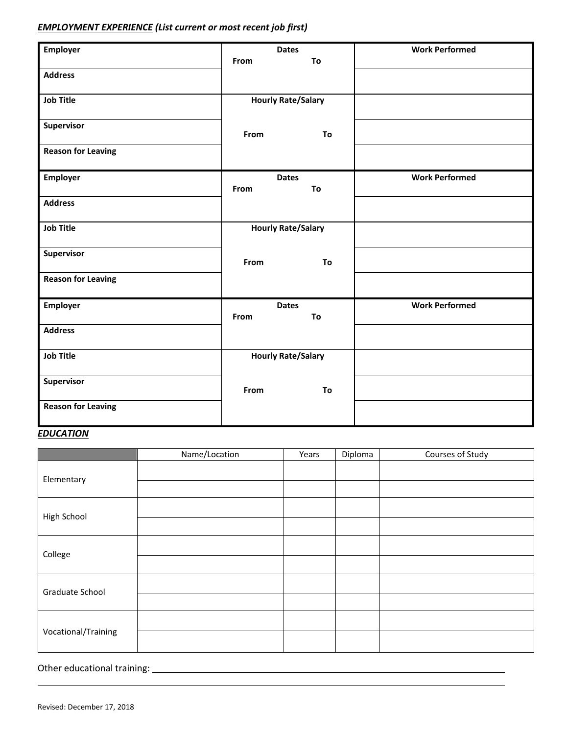***EMPLOYMENT EXPERIENCE** (List current or most recent job first)*

| **Employer** | **Dates**<br>**From** **To** | **Work Performed** |
|---|---|---|
| **Address** | | |
| **Job Title** | **Hourly Rate/Salary** | |
| **Supervisor** | **From** **To** | |
| **Reason for Leaving** | | |

| **Employer** | **Dates**<br>**From** **To** | **Work Performed** |
|---|---|---|
| **Address** | | |
| **Job Title** | **Hourly Rate/Salary** | |
| **Supervisor** | **From** **To** | |
| **Reason for Leaving** | | |

| **Employer** | **Dates**<br>**From** **To** | **Work Performed** |
|---|---|---|
| **Address** | | |
| **Job Title** | **Hourly Rate/Salary** | |
| **Supervisor** | **From** **To** | |
| **Reason for Leaving** | | |

***EDUCATION***

| | Name/Location | Years | Diploma | Courses of Study |
|---|---|---|---|---|
| Elementary | | | | |
| | | | | |
| High School | | | | |
| | | | | |
| College | | | | |
| | | | | |
| Graduate School | | | | |
| | | | | |
| Vocational/Training | | | | |
| | | | | |

Other educational training: ____________________________________________

______________________________________________________________

Revised: December 17, 2018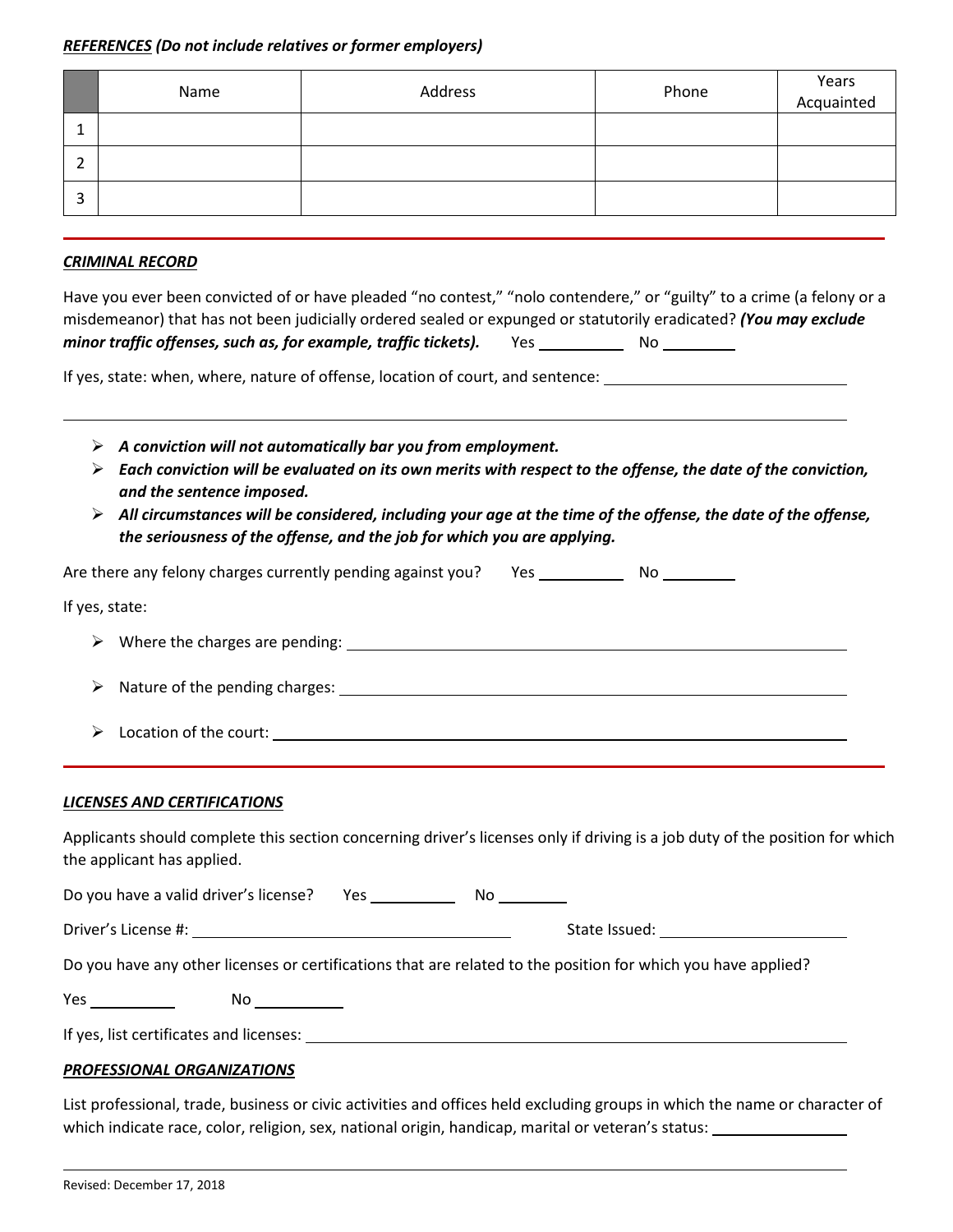***REFERENCES** (Do not include relatives or former employers)*

| | Name | Address | Phone | Years Acquainted |
|---|---|---|---|---|
| 1 | | | | |
| 2 | | | | |
| 3 | | | | |

***CRIMINAL RECORD***

Have you ever been convicted of or have pleaded "no contest," "nolo contendere," or "guilty" to a crime (a felony or a misdemeanor) that has not been judicially ordered sealed or expunged or statutorily eradicated? ***(You may exclude minor traffic offenses, such as, for example, traffic tickets).*** Yes ________ No ________

If yes, state: when, where, nature of offense, location of court, and sentence: ________________________

________________________________________________________________________

- ***A conviction will not automatically bar you from employment.***
- ***Each conviction will be evaluated on its own merits with respect to the offense, the date of the conviction, and the sentence imposed.***
- ***All circumstances will be considered, including your age at the time of the offense, the date of the offense, the seriousness of the offense, and the job for which you are applying.***

Are there any felony charges currently pending against you? Yes ________ No ________

If yes, state:

- Where the charges are pending: ________________________
- Nature of the pending charges: ________________________
- Location of the court: ________________________

***LICENSES AND CERTIFICATIONS***

Applicants should complete this section concerning driver's licenses only if driving is a job duty of the position for which the applicant has applied.

Do you have a valid driver's license? Yes ________ No ________

Driver's License #: ________________________ State Issued: ________________

Do you have any other licenses or certifications that are related to the position for which you have applied?

Yes ________ No ________

If yes, list certificates and licenses: ________________________

***PROFESSIONAL ORGANIZATIONS***

List professional, trade, business or civic activities and offices held excluding groups in which the name or character of which indicate race, color, religion, sex, national origin, handicap, marital or veteran's status: ________________

________________________________________________________________________

Revised: December 17, 2018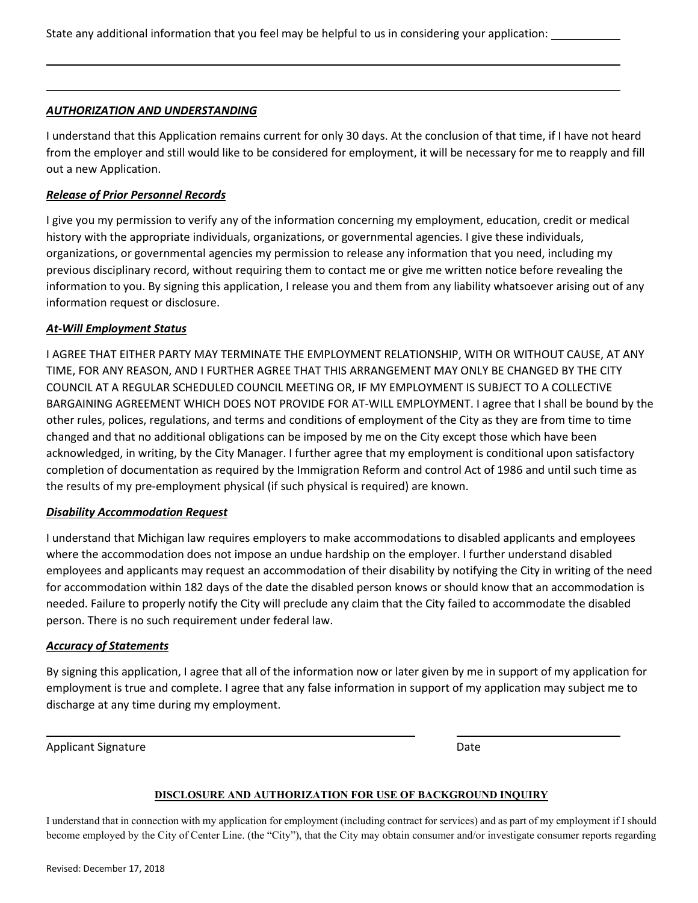State any additional information that you feel may be helpful to us in considering your application: ___________

_______________________________________________________________________________

_______________________________________________________________________________

***AUTHORIZATION AND UNDERSTANDING***

I understand that this Application remains current for only 30 days. At the conclusion of that time, if I have not heard from the employer and still would like to be considered for employment, it will be necessary for me to reapply and fill out a new Application.

***Release of Prior Personnel Records***

I give you my permission to verify any of the information concerning my employment, education, credit or medical history with the appropriate individuals, organizations, or governmental agencies. I give these individuals, organizations, or governmental agencies my permission to release any information that you need, including my previous disciplinary record, without requiring them to contact me or give me written notice before revealing the information to you. By signing this application, I release you and them from any liability whatsoever arising out of any information request or disclosure.

***At-Will Employment Status***

I AGREE THAT EITHER PARTY MAY TERMINATE THE EMPLOYMENT RELATIONSHIP, WITH OR WITHOUT CAUSE, AT ANY TIME, FOR ANY REASON, AND I FURTHER AGREE THAT THIS ARRANGEMENT MAY ONLY BE CHANGED BY THE CITY COUNCIL AT A REGULAR SCHEDULED COUNCIL MEETING OR, IF MY EMPLOYMENT IS SUBJECT TO A COLLECTIVE BARGAINING AGREEMENT WHICH DOES NOT PROVIDE FOR AT-WILL EMPLOYMENT. I agree that I shall be bound by the other rules, polices, regulations, and terms and conditions of employment of the City as they are from time to time changed and that no additional obligations can be imposed by me on the City except those which have been acknowledged, in writing, by the City Manager. I further agree that my employment is conditional upon satisfactory completion of documentation as required by the Immigration Reform and control Act of 1986 and until such time as the results of my pre-employment physical (if such physical is required) are known.

***Disability Accommodation Request***

I understand that Michigan law requires employers to make accommodations to disabled applicants and employees where the accommodation does not impose an undue hardship on the employer. I further understand disabled employees and applicants may request an accommodation of their disability by notifying the City in writing of the need for accommodation within 182 days of the date the disabled person knows or should know that an accommodation is needed. Failure to properly notify the City will preclude any claim that the City failed to accommodate the disabled person. There is no such requirement under federal law.

***Accuracy of Statements***

By signing this application, I agree that all of the information now or later given by me in support of my application for employment is true and complete. I agree that any false information in support of my application may subject me to discharge at any time during my employment.

_______________________________________ &nbsp;&nbsp;&nbsp;&nbsp;&nbsp; ____________________

Applicant Signature &nbsp;&nbsp;&nbsp;&nbsp;&nbsp; Date

**DISCLOSURE AND AUTHORIZATION FOR USE OF BACKGROUND INQUIRY**

I understand that in connection with my application for employment (including contract for services) and as part of my employment if I should become employed by the City of Center Line. (the "City"), that the City may obtain consumer and/or investigate consumer reports regarding

Revised: December 17, 2018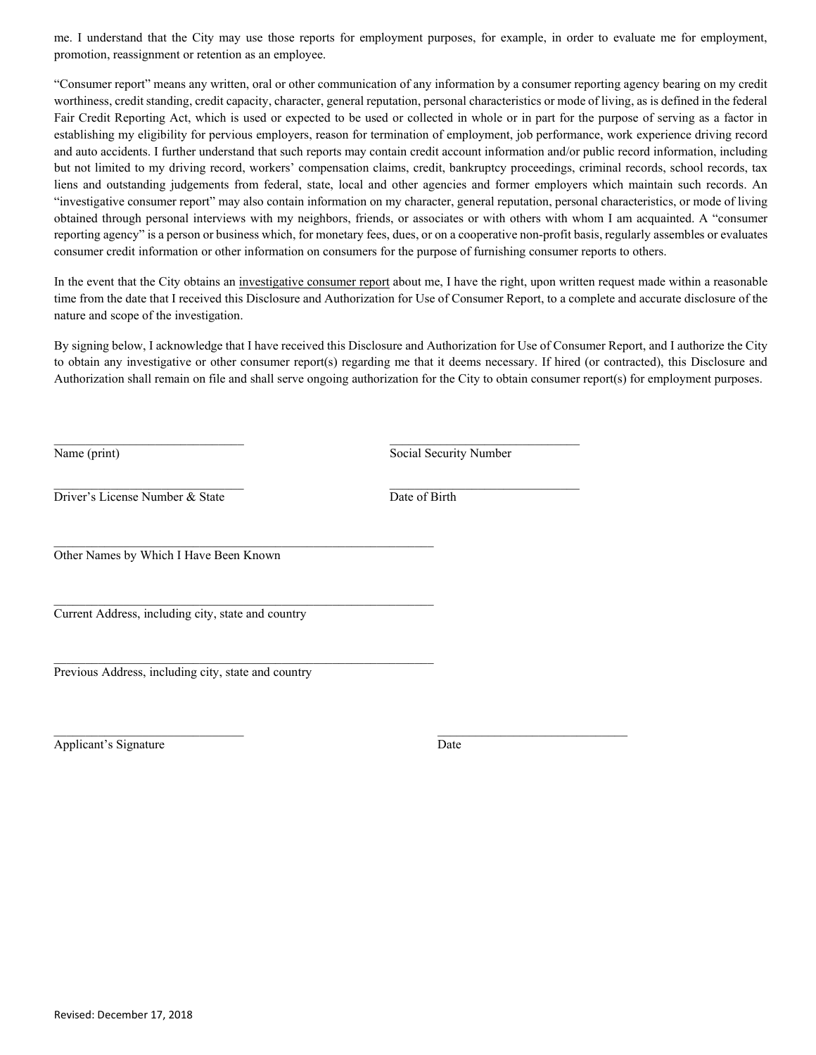me. I understand that the City may use those reports for employment purposes, for example, in order to evaluate me for employment, promotion, reassignment or retention as an employee.

"Consumer report" means any written, oral or other communication of any information by a consumer reporting agency bearing on my credit worthiness, credit standing, credit capacity, character, general reputation, personal characteristics or mode of living, as is defined in the federal Fair Credit Reporting Act, which is used or expected to be used or collected in whole or in part for the purpose of serving as a factor in establishing my eligibility for pervious employers, reason for termination of employment, job performance, work experience driving record and auto accidents. I further understand that such reports may contain credit account information and/or public record information, including but not limited to my driving record, workers' compensation claims, credit, bankruptcy proceedings, criminal records, school records, tax liens and outstanding judgements from federal, state, local and other agencies and former employers which maintain such records. An "investigative consumer report" may also contain information on my character, general reputation, personal characteristics, or mode of living obtained through personal interviews with my neighbors, friends, or associates or with others with whom I am acquainted. A "consumer reporting agency" is a person or business which, for monetary fees, dues, or on a cooperative non-profit basis, regularly assembles or evaluates consumer credit information or other information on consumers for the purpose of furnishing consumer reports to others.

In the event that the City obtains an investigative consumer report about me, I have the right, upon written request made within a reasonable time from the date that I received this Disclosure and Authorization for Use of Consumer Report, to a complete and accurate disclosure of the nature and scope of the investigation.

By signing below, I acknowledge that I have received this Disclosure and Authorization for Use of Consumer Report, and I authorize the City to obtain any investigative or other consumer report(s) regarding me that it deems necessary. If hired (or contracted), this Disclosure and Authorization shall remain on file and shall serve ongoing authorization for the City to obtain consumer report(s) for employment purposes.

\_\_\_\_\_\_\_\_\_\_\_\_\_\_\_\_\_\_\_\_\_\_\_\_\_\_\_\_\_\_ Name (print)

\_\_\_\_\_\_\_\_\_\_\_\_\_\_\_\_\_\_\_\_\_\_\_\_\_\_\_\_\_\_ Social Security Number

\_\_\_\_\_\_\_\_\_\_\_\_\_\_\_\_\_\_\_\_\_\_\_\_\_\_\_\_\_\_ Driver's License Number & State

\_\_\_\_\_\_\_\_\_\_\_\_\_\_\_\_\_\_\_\_\_\_\_\_\_\_\_\_\_\_ Date of Birth

\_\_\_\_\_\_\_\_\_\_\_\_\_\_\_\_\_\_\_\_\_\_\_\_\_\_\_\_\_\_\_\_\_\_\_\_\_\_\_\_\_\_\_\_\_\_\_\_\_\_\_\_\_\_\_\_\_\_\_\_ Other Names by Which I Have Been Known

\_\_\_\_\_\_\_\_\_\_\_\_\_\_\_\_\_\_\_\_\_\_\_\_\_\_\_\_\_\_\_\_\_\_\_\_\_\_\_\_\_\_\_\_\_\_\_\_\_\_\_\_\_\_\_\_\_\_\_\_ Current Address, including city, state and country

\_\_\_\_\_\_\_\_\_\_\_\_\_\_\_\_\_\_\_\_\_\_\_\_\_\_\_\_\_\_\_\_\_\_\_\_\_\_\_\_\_\_\_\_\_\_\_\_\_\_\_\_\_\_\_\_\_\_\_\_ Previous Address, including city, state and country

\_\_\_\_\_\_\_\_\_\_\_\_\_\_\_\_\_\_\_\_\_\_\_\_\_\_\_\_\_\_ Applicant's Signature

\_\_\_\_\_\_\_\_\_\_\_\_\_\_\_\_\_\_\_\_\_\_\_\_\_\_\_\_\_\_ Date

Revised: December 17, 2018